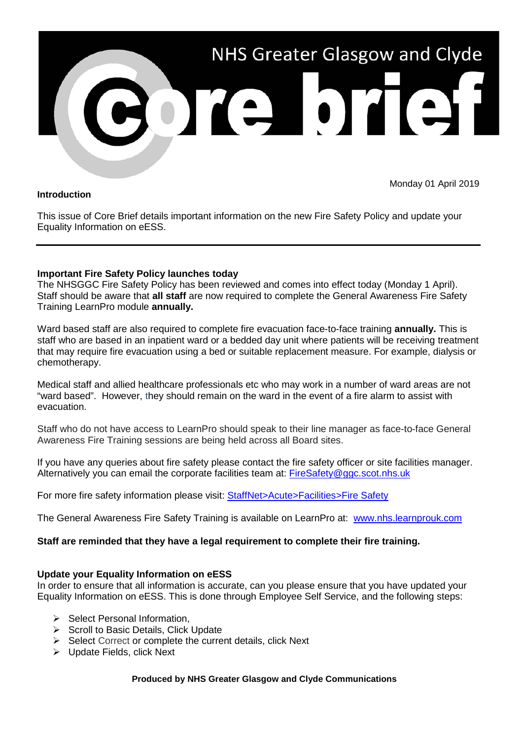# NHS Greater Glasgow and Clyde Core brief

Monday 01 April 2019

**Introduction**

This issue of Core Brief details important information on the new Fire Safety Policy and update your Equality Information on eESS.

---

**Important Fire Safety Policy launches today**

The NHSGGC Fire Safety Policy has been reviewed and comes into effect today (Monday 1 April). Staff should be aware that **all staff** are now required to complete the General Awareness Fire Safety Training LearnPro module **annually.**

Ward based staff are also required to complete fire evacuation face-to-face training **annually.** This is staff who are based in an inpatient ward or a bedded day unit where patients will be receiving treatment that may require fire evacuation using a bed or suitable replacement measure. For example, dialysis or chemotherapy.

Medical staff and allied healthcare professionals etc who may work in a number of ward areas are not "ward based". However, they should remain on the ward in the event of a fire alarm to assist with evacuation.

Staff who do not have access to LearnPro should speak to their line manager as face-to-face General Awareness Fire Training sessions are being held across all Board sites.

If you have any queries about fire safety please contact the fire safety officer or site facilities manager. Alternatively you can email the corporate facilities team at: FireSafety@ggc.scot.nhs.uk

For more fire safety information please visit: StaffNet>Acute>Facilities>Fire Safety

The General Awareness Fire Safety Training is available on LearnPro at: www.nhs.learnprouk.com

**Staff are reminded that they have a legal requirement to complete their fire training.**

**Update your Equality Information on eESS**

In order to ensure that all information is accurate, can you please ensure that you have updated your Equality Information on eESS. This is done through Employee Self Service, and the following steps:

- Select Personal Information,
- Scroll to Basic Details, Click Update
- Select Correct or complete the current details, click Next
- Update Fields, click Next

**Produced by NHS Greater Glasgow and Clyde Communications**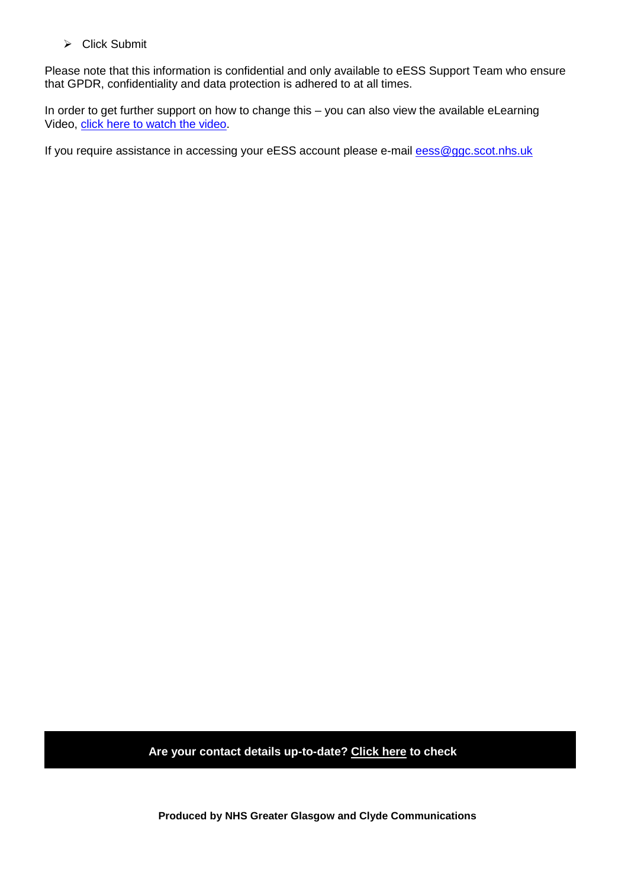- Click Submit

Please note that this information is confidential and only available to eESS Support Team who ensure that GPDR, confidentiality and data protection is adhered to at all times.

In order to get further support on how to change this – you can also view the available eLearning Video, click here to watch the video.

If you require assistance in accessing your eESS account please e-mail eess@ggc.scot.nhs.uk

**Are your contact details up-to-date? Click here to check**

**Produced by NHS Greater Glasgow and Clyde Communications**